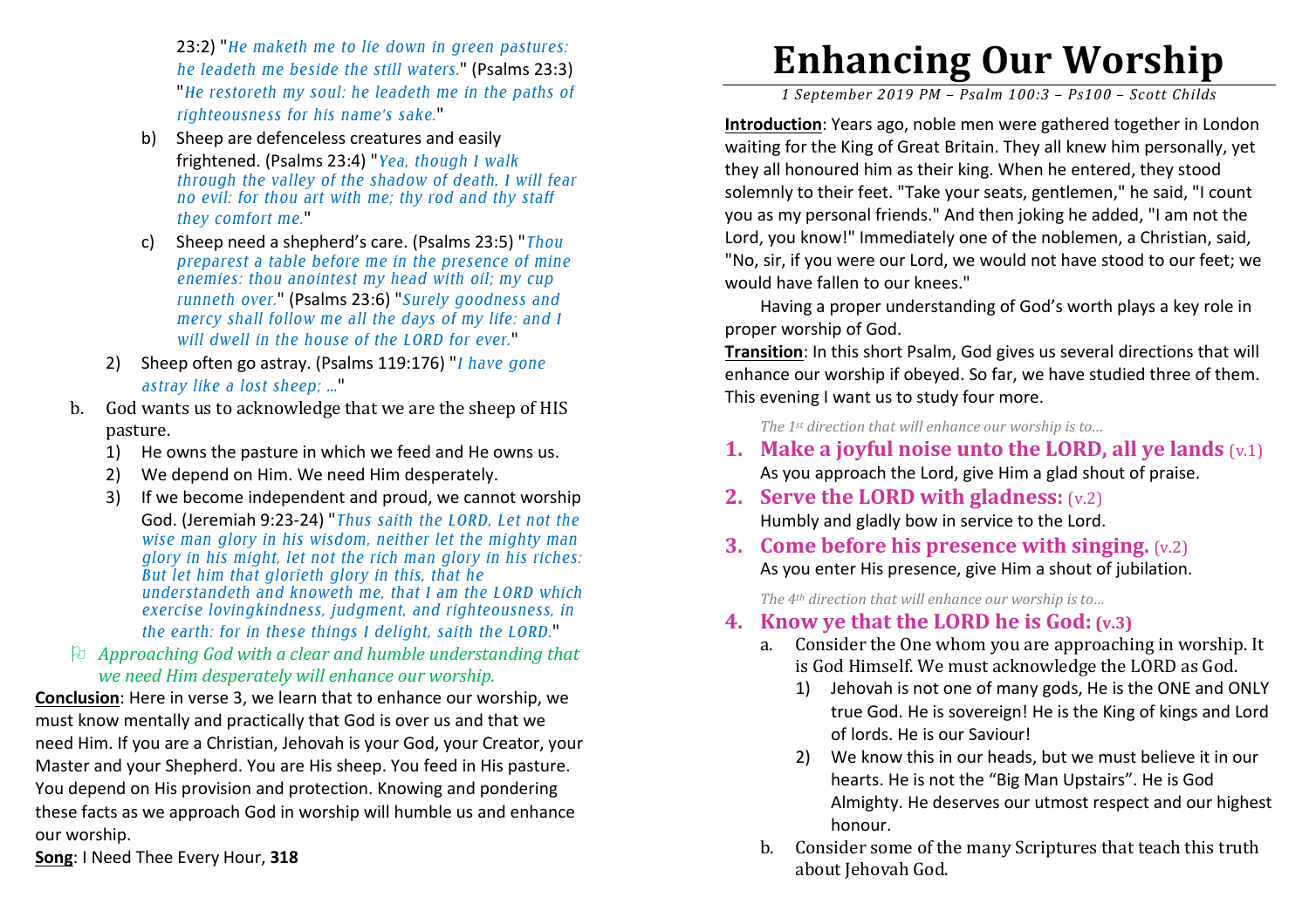23:2) "*He maketh me to lie down in green pastures: he leadeth me beside the still waters.*" (Psalms 23:3) "*He restoreth my soul: he leadeth me in the paths of righteousness for his name's sake.*"

b) Sheep are defenceless creatures and easily frightened. (Psalms 23:4) "*Yea, though I walk through the valley of the shadow of death, I will fear no evil: for thou art with me; thy rod and thy staff they comfort me.*"

c) Sheep need a shepherd's care. (Psalms 23:5) "*Thou preparest a table before me in the presence of mine enemies: thou anointest my head with oil; my cup runneth over.*" (Psalms 23:6) "*Surely goodness and mercy shall follow me all the days of my life: and I will dwell in the house of the LORD for ever.*"

2) Sheep often go astray. (Psalms 119:176) "*I have gone astray like a lost sheep; …*"

b. God wants us to acknowledge that we are the sheep of HIS pasture.

1) He owns the pasture in which we feed and He owns us.
2) We depend on Him. We need Him desperately.
3) If we become independent and proud, we cannot worship God. (Jeremiah 9:23-24) "*Thus saith the LORD, Let not the wise man glory in his wisdom, neither let the mighty man glory in his might, let not the rich man glory in his riches: But let him that glorieth glory in this, that he understandeth and knoweth me, that I am the LORD which exercise lovingkindness, judgment, and righteousness, in the earth: for in these things I delight, saith the LORD.*"

⚐ *Approaching God with a clear and humble understanding that we need Him desperately will enhance our worship.*

**Conclusion**: Here in verse 3, we learn that to enhance our worship, we must know mentally and practically that God is over us and that we need Him. If you are a Christian, Jehovah is your God, your Creator, your Master and your Shepherd. You are His sheep. You feed in His pasture. You depend on His provision and protection. Knowing and pondering these facts as we approach God in worship will humble us and enhance our worship.

**Song**: I Need Thee Every Hour, **318**

# Enhancing Our Worship

*1 September 2019 PM – Psalm 100:3 – Ps100 – Scott Childs*

**Introduction**: Years ago, noble men were gathered together in London waiting for the King of Great Britain. They all knew him personally, yet they all honoured him as their king. When he entered, they stood solemnly to their feet. "Take your seats, gentlemen," he said, "I count you as my personal friends." And then joking he added, "I am not the Lord, you know!" Immediately one of the noblemen, a Christian, said, "No, sir, if you were our Lord, we would not have stood to our feet; we would have fallen to our knees."

Having a proper understanding of God's worth plays a key role in proper worship of God.

**Transition**: In this short Psalm, God gives us several directions that will enhance our worship if obeyed. So far, we have studied three of them. This evening I want us to study four more.

*The 1st direction that will enhance our worship is to…*

1. **Make a joyful noise unto the LORD, all ye lands** (v.1)
   As you approach the Lord, give Him a glad shout of praise.
2. **Serve the LORD with gladness:** (v.2)
   Humbly and gladly bow in service to the Lord.
3. **Come before his presence with singing.** (v.2)
   As you enter His presence, give Him a shout of jubilation.

*The 4th direction that will enhance our worship is to…*

4. **Know ye that the LORD he is God: (v.3)**

a. Consider the One whom you are approaching in worship. It is God Himself. We must acknowledge the LORD as God.

1) Jehovah is not one of many gods, He is the ONE and ONLY true God. He is sovereign! He is the King of kings and Lord of lords. He is our Saviour!
2) We know this in our heads, but we must believe it in our hearts. He is not the "Big Man Upstairs". He is God Almighty. He deserves our utmost respect and our highest honour.

b. Consider some of the many Scriptures that teach this truth about Jehovah God.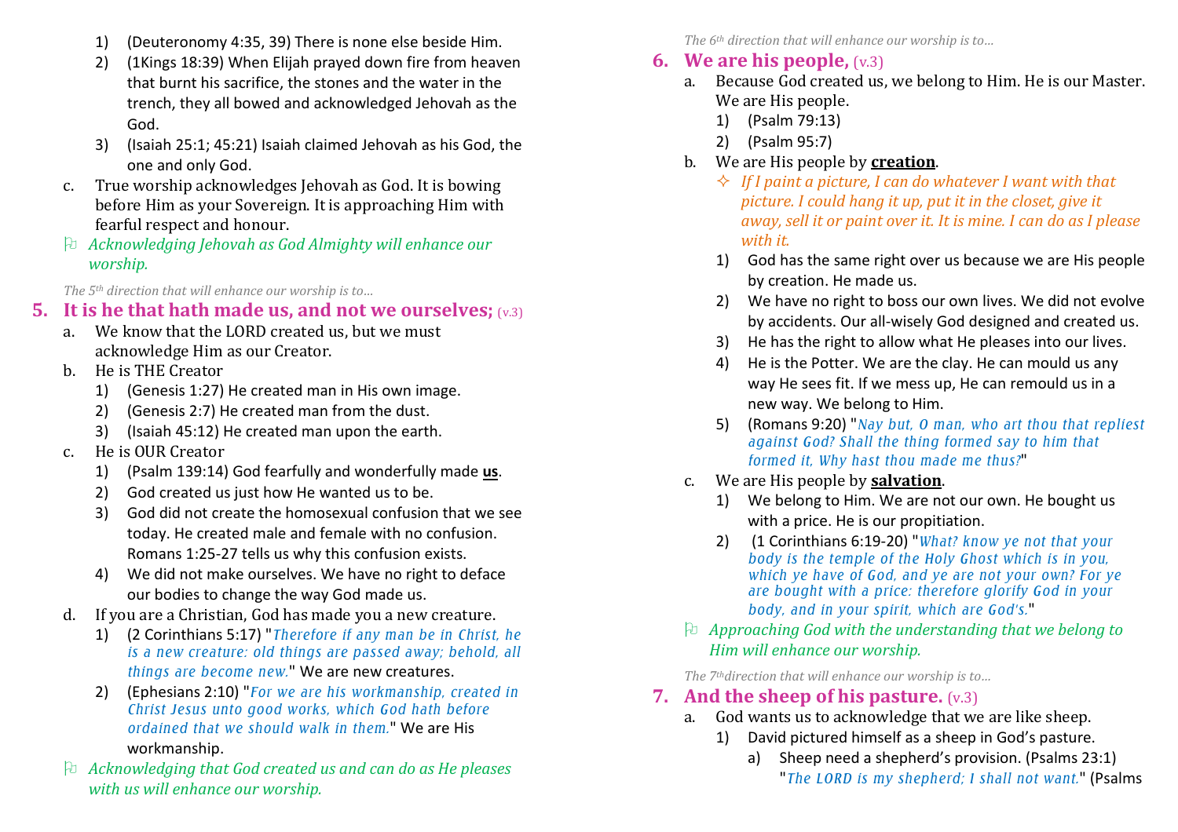1) (Deuteronomy 4:35, 39) There is none else beside Him.
2) (1Kings 18:39) When Elijah prayed down fire from heaven that burnt his sacrifice, the stones and the water in the trench, they all bowed and acknowledged Jehovah as the God.
3) (Isaiah 25:1; 45:21) Isaiah claimed Jehovah as his God, the one and only God.

c. True worship acknowledges Jehovah as God. It is bowing before Him as your Sovereign. It is approaching Him with fearful respect and honour.

*Acknowledging Jehovah as God Almighty will enhance our worship.*

*The 5th direction that will enhance our worship is to…*

## 5. It is he that hath made us, and not we ourselves; (v.3)

a. We know that the LORD created us, but we must acknowledge Him as our Creator.

b. He is THE Creator
1) (Genesis 1:27) He created man in His own image.
2) (Genesis 2:7) He created man from the dust.
3) (Isaiah 45:12) He created man upon the earth.

c. He is OUR Creator
1) (Psalm 139:14) God fearfully and wonderfully made **us**.
2) God created us just how He wanted us to be.
3) God did not create the homosexual confusion that we see today. He created male and female with no confusion. Romans 1:25-27 tells us why this confusion exists.
4) We did not make ourselves. We have no right to deface our bodies to change the way God made us.

d. If you are a Christian, God has made you a new creature.
1) (2 Corinthians 5:17) "*Therefore if any man be in Christ, he is a new creature: old things are passed away; behold, all things are become new.*" We are new creatures.
2) (Ephesians 2:10) "*For we are his workmanship, created in Christ Jesus unto good works, which God hath before ordained that we should walk in them.*" We are His workmanship.

*Acknowledging that God created us and can do as He pleases with us will enhance our worship.*

*The 6th direction that will enhance our worship is to…*

## 6. We are his people, (v.3)

a. Because God created us, we belong to Him. He is our Master. We are His people.
1) (Psalm 79:13)
2) (Psalm 95:7)

b. We are His people by **creation**.
- *If I paint a picture, I can do whatever I want with that picture. I could hang it up, put it in the closet, give it away, sell it or paint over it. It is mine. I can do as I please with it.*

1) God has the same right over us because we are His people by creation. He made us.
2) We have no right to boss our own lives. We did not evolve by accidents. Our all-wisely God designed and created us.
3) He has the right to allow what He pleases into our lives.
4) He is the Potter. We are the clay. He can mould us any way He sees fit. If we mess up, He can remould us in a new way. We belong to Him.
5) (Romans 9:20) "*Nay but, O man, who art thou that repliest against God? Shall the thing formed say to him that formed it, Why hast thou made me thus?*"

c. We are His people by **salvation**.
1) We belong to Him. We are not our own. He bought us with a price. He is our propitiation.
2) (1 Corinthians 6:19-20) "*What? know ye not that your body is the temple of the Holy Ghost which is in you, which ye have of God, and ye are not your own? For ye are bought with a price: therefore glorify God in your body, and in your spirit, which are God's.*"

*Approaching God with the understanding that we belong to Him will enhance our worship.*

*The 7th direction that will enhance our worship is to…*

## 7. And the sheep of his pasture. (v.3)

a. God wants us to acknowledge that we are like sheep.
1) David pictured himself as a sheep in God's pasture.
   a) Sheep need a shepherd's provision. (Psalms 23:1) "*The LORD is my shepherd; I shall not want.*" (Psalms